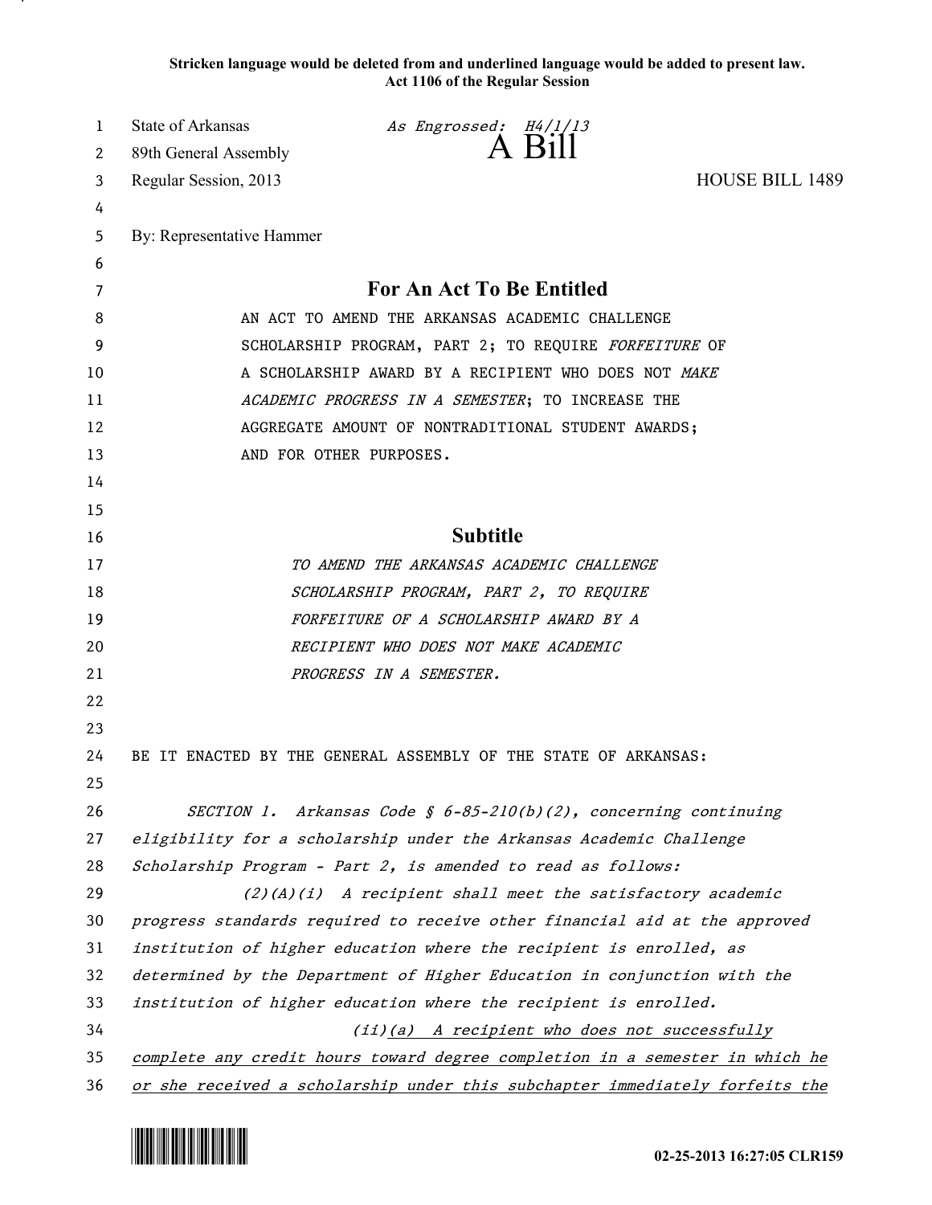**Stricken language would be deleted from and underlined language would be added to present law.**
**Act 1106 of the Regular Session**

State of Arkansas — *As Engrossed: H4/1/13*
89th General Assembly

# A Bill

Regular Session, 2013 — HOUSE BILL 1489

By: Representative Hammer

## For An Act To Be Entitled

AN ACT TO AMEND THE ARKANSAS ACADEMIC CHALLENGE SCHOLARSHIP PROGRAM, PART 2; TO REQUIRE *FORFEITURE* OF A SCHOLARSHIP AWARD BY A RECIPIENT WHO DOES NOT *MAKE ACADEMIC PROGRESS IN A SEMESTER*; TO INCREASE THE AGGREGATE AMOUNT OF NONTRADITIONAL STUDENT AWARDS; AND FOR OTHER PURPOSES.

## Subtitle

*TO AMEND THE ARKANSAS ACADEMIC CHALLENGE SCHOLARSHIP PROGRAM, PART 2, TO REQUIRE FORFEITURE OF A SCHOLARSHIP AWARD BY A RECIPIENT WHO DOES NOT MAKE ACADEMIC PROGRESS IN A SEMESTER.*

BE IT ENACTED BY THE GENERAL ASSEMBLY OF THE STATE OF ARKANSAS:

*SECTION 1. Arkansas Code § 6-85-210(b)(2), concerning continuing eligibility for a scholarship under the Arkansas Academic Challenge Scholarship Program - Part 2, is amended to read as follows:*

*(2)(A)(i) A recipient shall meet the satisfactory academic progress standards required to receive other financial aid at the approved institution of higher education where the recipient is enrolled, as determined by the Department of Higher Education in conjunction with the institution of higher education where the recipient is enrolled.*

*(ii)<u>(a) A recipient who does not successfully complete any credit hours toward degree completion in a semester in which he or she received a scholarship under this subchapter immediately forfeits the</u>*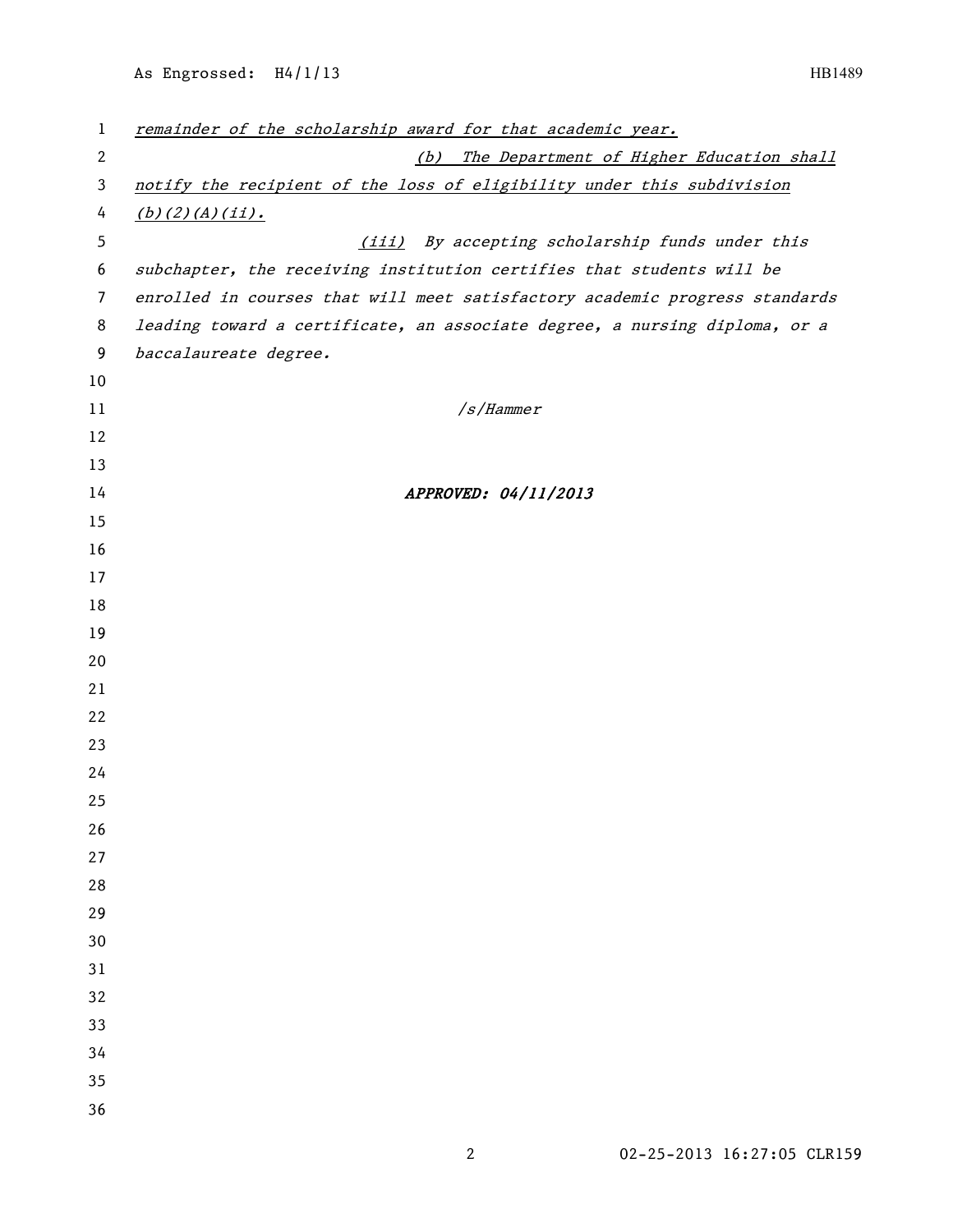*remainder of the scholarship award for that academic year.*

*(b) The Department of Higher Education shall notify the recipient of the loss of eligibility under this subdivision (b)(2)(A)(ii).*

*(iii) By accepting scholarship funds under this subchapter, the receiving institution certifies that students will be enrolled in courses that will meet satisfactory academic progress standards leading toward a certificate, an associate degree, a nursing diploma, or a baccalaureate degree.*

*/s/Hammer*

***APPROVED: 04/11/2013***